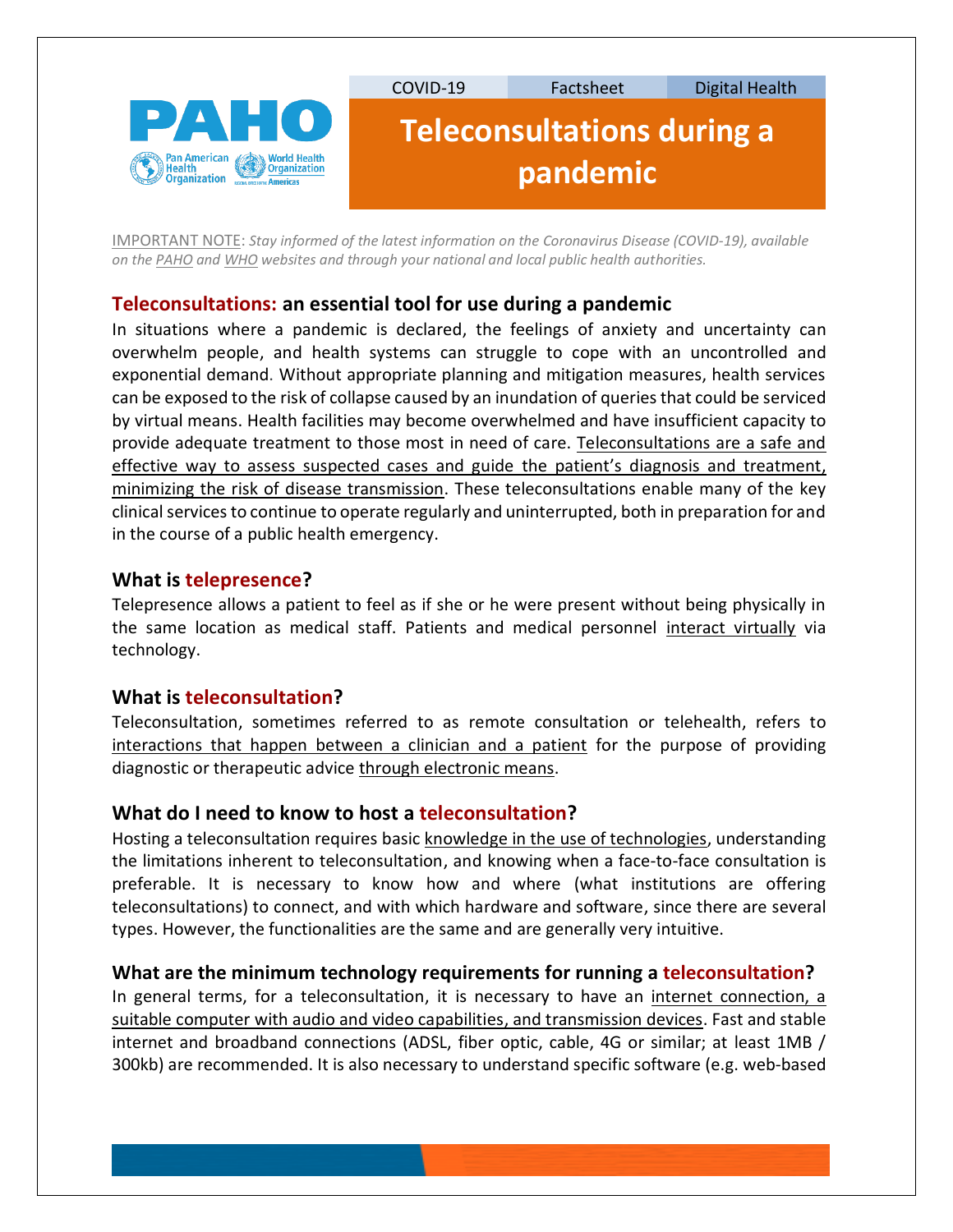COVID-19 | Factsheet | Digital Health

# Teleconsultations during a pandemic

IMPORTANT NOTE: *Stay informed of the latest information on the Coronavirus Disease (COVID-19), available on the PAHO and WHO websites and through your national and local public health authorities.*

## Teleconsultations: an essential tool for use during a pandemic

In situations where a pandemic is declared, the feelings of anxiety and uncertainty can overwhelm people, and health systems can struggle to cope with an uncontrolled and exponential demand. Without appropriate planning and mitigation measures, health services can be exposed to the risk of collapse caused by an inundation of queries that could be serviced by virtual means. Health facilities may become overwhelmed and have insufficient capacity to provide adequate treatment to those most in need of care. Teleconsultations are a safe and effective way to assess suspected cases and guide the patient's diagnosis and treatment, minimizing the risk of disease transmission. These teleconsultations enable many of the key clinical services to continue to operate regularly and uninterrupted, both in preparation for and in the course of a public health emergency.

## What is telepresence?

Telepresence allows a patient to feel as if she or he were present without being physically in the same location as medical staff. Patients and medical personnel interact virtually via technology.

## What is teleconsultation?

Teleconsultation, sometimes referred to as remote consultation or telehealth, refers to interactions that happen between a clinician and a patient for the purpose of providing diagnostic or therapeutic advice through electronic means.

## What do I need to know to host a teleconsultation?

Hosting a teleconsultation requires basic knowledge in the use of technologies, understanding the limitations inherent to teleconsultation, and knowing when a face-to-face consultation is preferable. It is necessary to know how and where (what institutions are offering teleconsultations) to connect, and with which hardware and software, since there are several types. However, the functionalities are the same and are generally very intuitive.

## What are the minimum technology requirements for running a teleconsultation?

In general terms, for a teleconsultation, it is necessary to have an internet connection, a suitable computer with audio and video capabilities, and transmission devices. Fast and stable internet and broadband connections (ADSL, fiber optic, cable, 4G or similar; at least 1MB / 300kb) are recommended. It is also necessary to understand specific software (e.g. web-based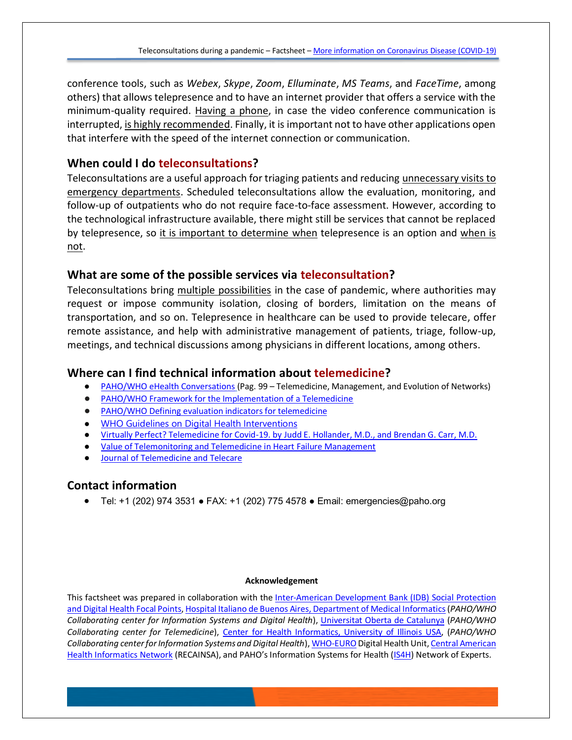conference tools, such as *Webex*, *Skype*, *Zoom*, *Elluminate*, *MS Teams*, and *FaceTime*, among others) that allows telepresence and to have an internet provider that offers a service with the minimum-quality required. Having a phone, in case the video conference communication is interrupted, is highly recommended. Finally, it is important not to have other applications open that interfere with the speed of the internet connection or communication.

## When could I do teleconsultations?

Teleconsultations are a useful approach for triaging patients and reducing unnecessary visits to emergency departments. Scheduled teleconsultations allow the evaluation, monitoring, and follow-up of outpatients who do not require face-to-face assessment. However, according to the technological infrastructure available, there might still be services that cannot be replaced by telepresence, so it is important to determine when telepresence is an option and when is not.

## What are some of the possible services via teleconsultation?

Teleconsultations bring multiple possibilities in the case of pandemic, where authorities may request or impose community isolation, closing of borders, limitation on the means of transportation, and so on. Telepresence in healthcare can be used to provide telecare, offer remote assistance, and help with administrative management of patients, triage, follow-up, meetings, and technical discussions among physicians in different locations, among others.

## Where can I find technical information about telemedicine?

- PAHO/WHO eHealth Conversations (Pag. 99 – Telemedicine, Management, and Evolution of Networks)
- PAHO/WHO Framework for the Implementation of a Telemedicine
- PAHO/WHO Defining evaluation indicators for telemedicine
- WHO Guidelines on Digital Health Interventions
- Virtually Perfect? Telemedicine for Covid-19. by Judd E. Hollander, M.D., and Brendan G. Carr, M.D.
- Value of Telemonitoring and Telemedicine in Heart Failure Management
- Journal of Telemedicine and Telecare

## Contact information

- Tel: +1 (202) 974 3531 ● FAX: +1 (202) 775 4578 ● Email: emergencies@paho.org

**Acknowledgement**

This factsheet was prepared in collaboration with the Inter-American Development Bank (IDB) Social Protection and Digital Health Focal Points, Hospital Italiano de Buenos Aires, Department of Medical Informatics (*PAHO/WHO Collaborating center for Information Systems and Digital Health*), Universitat Oberta de Catalunya (*PAHO/WHO Collaborating center for Telemedicine*), Center for Health Informatics, University of Illinois USA, (*PAHO/WHO Collaborating center for Information Systems and Digital Health*), WHO-EURO Digital Health Unit, Central American Health Informatics Network (RECAINSA), and PAHO's Information Systems for Health (IS4H) Network of Experts.